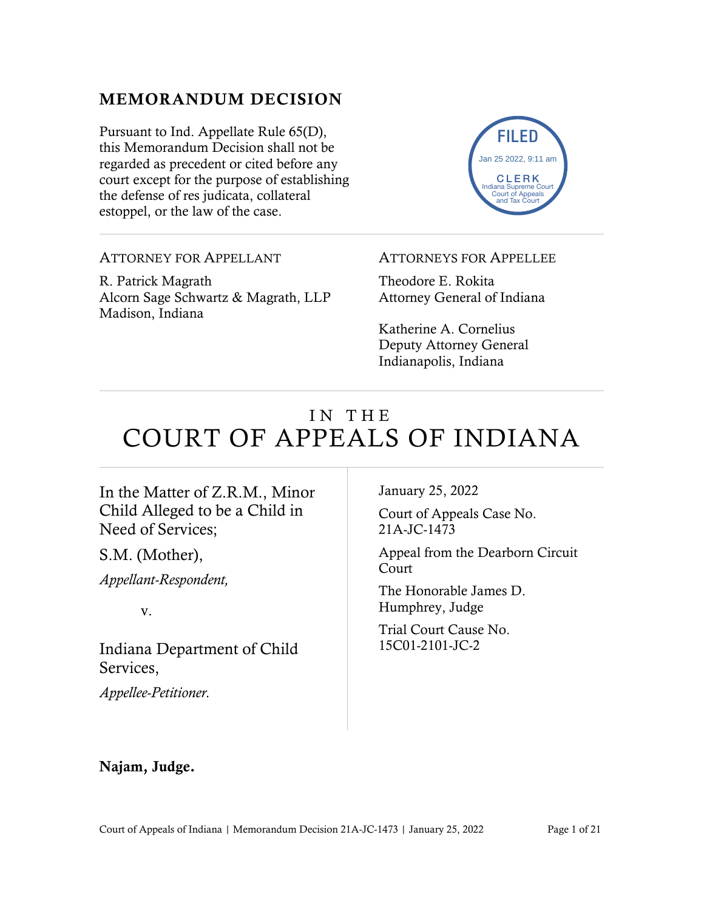# MEMORANDUM DECISION

Pursuant to Ind. Appellate Rule 65(D), this Memorandum Decision shall not be regarded as precedent or cited before any court except for the purpose of establishing the defense of res judicata, collateral estoppel, or the law of the case.

FILED
Jan 25 2022, 9:11 am
CLERK
Indiana Supreme Court
Court of Appeals
and Tax Court

ATTORNEY FOR APPELLANT

R. Patrick Magrath
Alcorn Sage Schwartz & Magrath, LLP
Madison, Indiana

ATTORNEYS FOR APPELLEE

Theodore E. Rokita
Attorney General of Indiana

Katherine A. Cornelius
Deputy Attorney General
Indianapolis, Indiana

# IN THE COURT OF APPEALS OF INDIANA

In the Matter of Z.R.M., Minor Child Alleged to be a Child in Need of Services;

S.M. (Mother),

*Appellant-Respondent,*

v.

Indiana Department of Child Services,

*Appellee-Petitioner.*

January 25, 2022

Court of Appeals Case No. 21A-JC-1473

Appeal from the Dearborn Circuit Court

The Honorable James D. Humphrey, Judge

Trial Court Cause No. 15C01-2101-JC-2

**Najam, Judge.**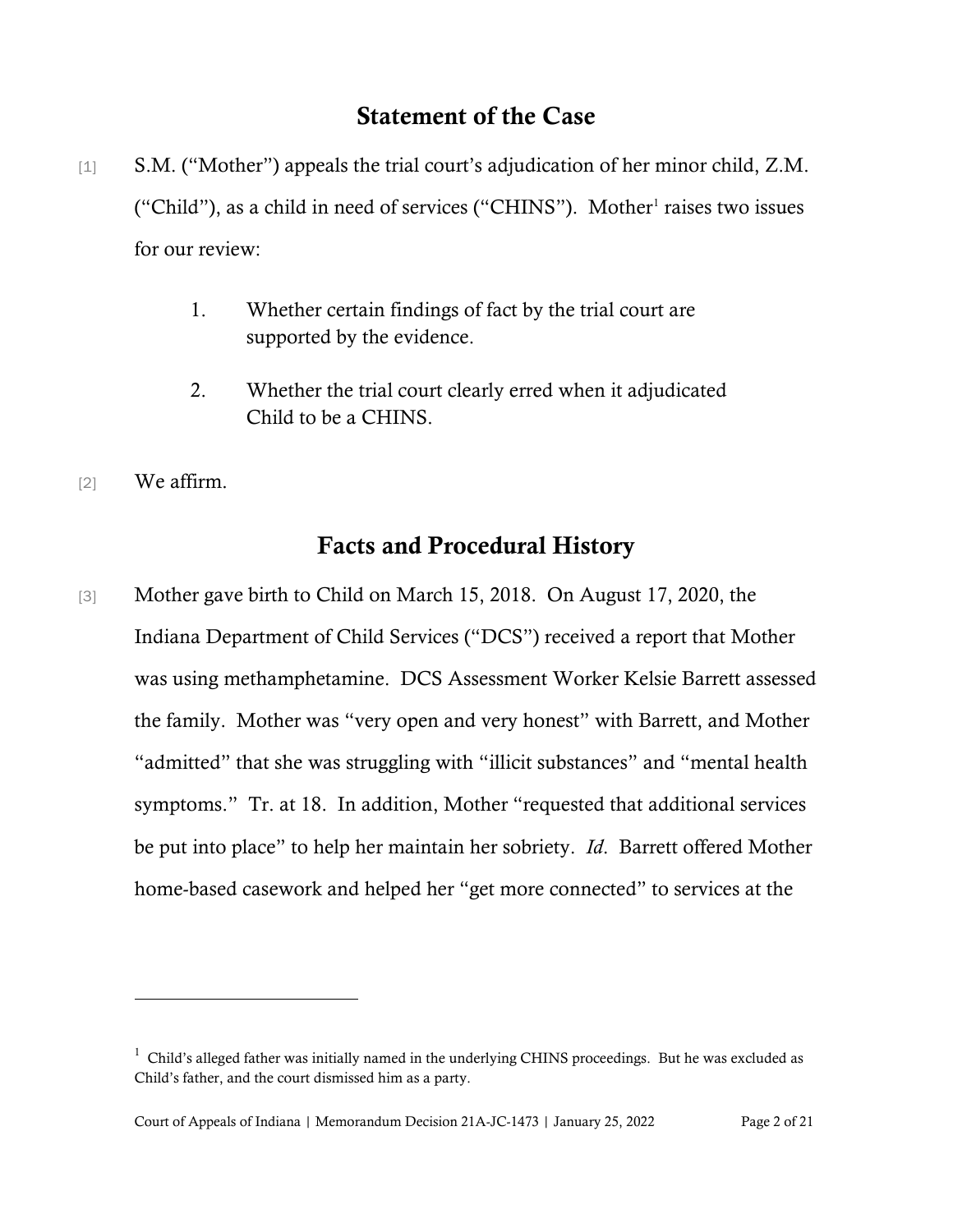## Statement of the Case

[1] S.M. ("Mother") appeals the trial court's adjudication of her minor child, Z.M. ("Child"), as a child in need of services ("CHINS"). Mother[1] raises two issues for our review:

1. Whether certain findings of fact by the trial court are supported by the evidence.

2. Whether the trial court clearly erred when it adjudicated Child to be a CHINS.

[2] We affirm.

## Facts and Procedural History

[3] Mother gave birth to Child on March 15, 2018. On August 17, 2020, the Indiana Department of Child Services ("DCS") received a report that Mother was using methamphetamine. DCS Assessment Worker Kelsie Barrett assessed the family. Mother was "very open and very honest" with Barrett, and Mother "admitted" that she was struggling with "illicit substances" and "mental health symptoms." Tr. at 18. In addition, Mother "requested that additional services be put into place" to help her maintain her sobriety. *Id.* Barrett offered Mother home-based casework and helped her "get more connected" to services at the

---

[1] Child's alleged father was initially named in the underlying CHINS proceedings. But he was excluded as Child's father, and the court dismissed him as a party.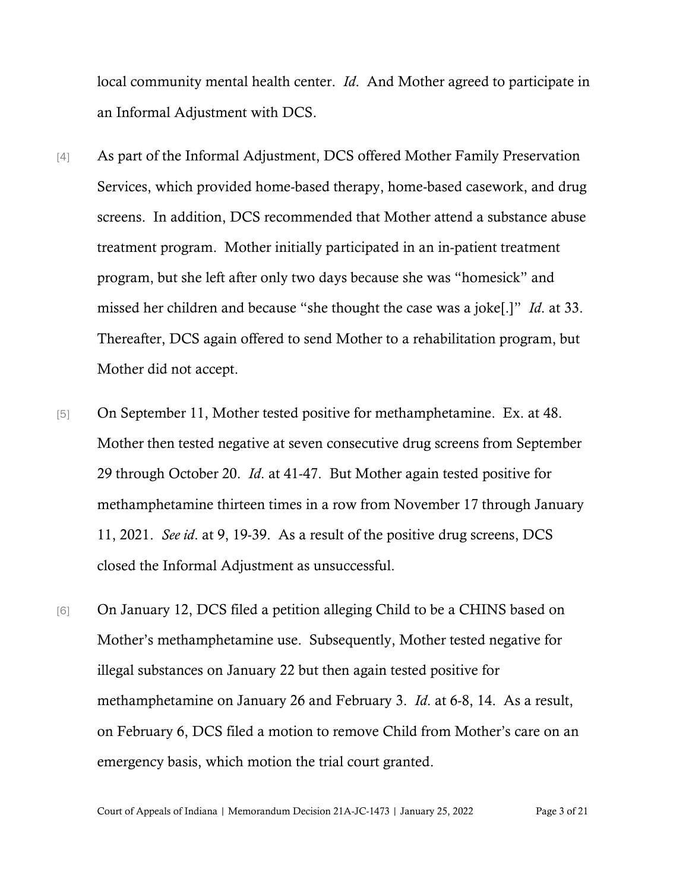local community mental health center. *Id*. And Mother agreed to participate in an Informal Adjustment with DCS.

[4] As part of the Informal Adjustment, DCS offered Mother Family Preservation Services, which provided home-based therapy, home-based casework, and drug screens. In addition, DCS recommended that Mother attend a substance abuse treatment program. Mother initially participated in an in-patient treatment program, but she left after only two days because she was "homesick" and missed her children and because "she thought the case was a joke[.]" *Id*. at 33. Thereafter, DCS again offered to send Mother to a rehabilitation program, but Mother did not accept.

[5] On September 11, Mother tested positive for methamphetamine. Ex. at 48. Mother then tested negative at seven consecutive drug screens from September 29 through October 20. *Id*. at 41-47. But Mother again tested positive for methamphetamine thirteen times in a row from November 17 through January 11, 2021. *See id*. at 9, 19-39. As a result of the positive drug screens, DCS closed the Informal Adjustment as unsuccessful.

[6] On January 12, DCS filed a petition alleging Child to be a CHINS based on Mother's methamphetamine use. Subsequently, Mother tested negative for illegal substances on January 22 but then again tested positive for methamphetamine on January 26 and February 3. *Id*. at 6-8, 14. As a result, on February 6, DCS filed a motion to remove Child from Mother's care on an emergency basis, which motion the trial court granted.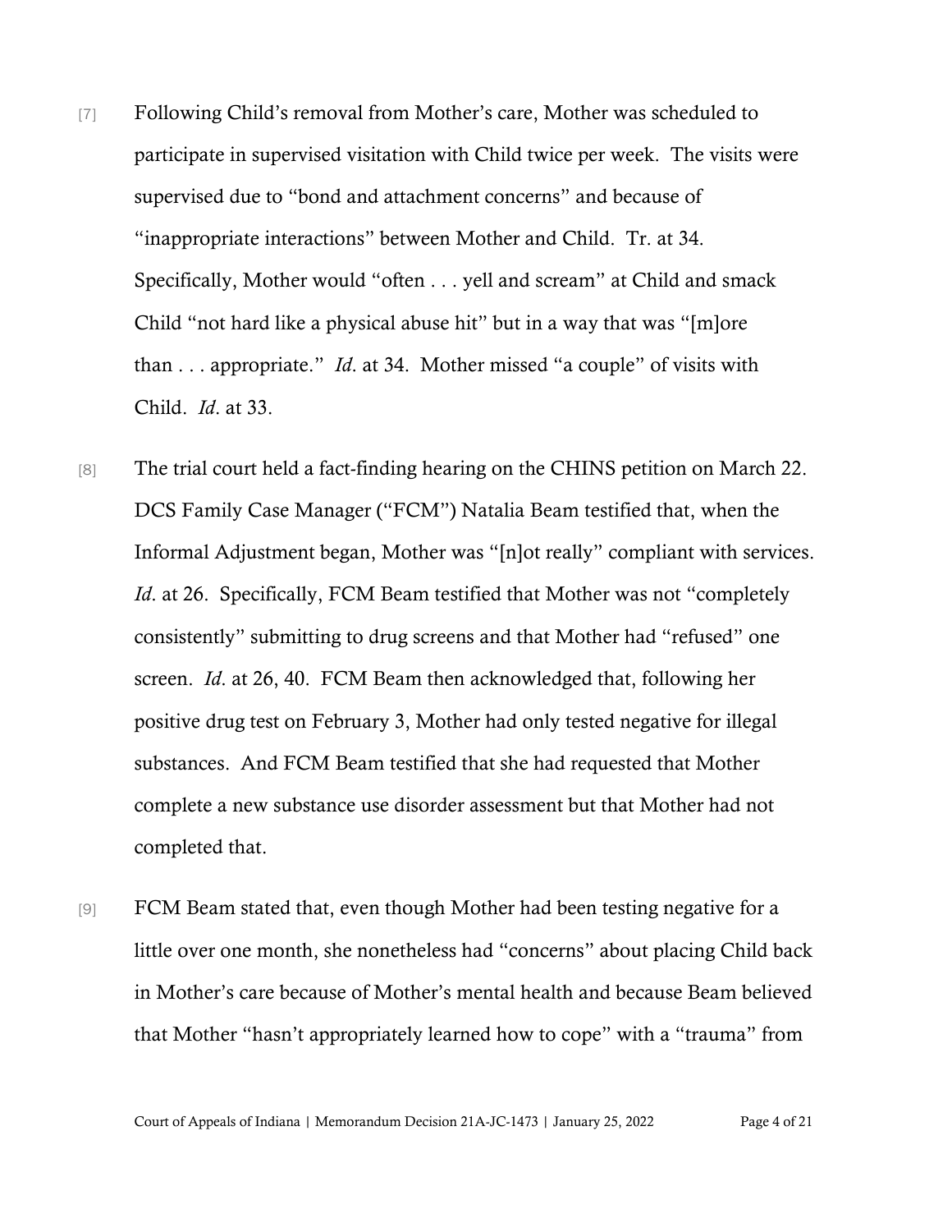[7] Following Child's removal from Mother's care, Mother was scheduled to participate in supervised visitation with Child twice per week. The visits were supervised due to "bond and attachment concerns" and because of "inappropriate interactions" between Mother and Child. Tr. at 34. Specifically, Mother would "often . . . yell and scream" at Child and smack Child "not hard like a physical abuse hit" but in a way that was "[m]ore than . . . appropriate." *Id*. at 34. Mother missed "a couple" of visits with Child. *Id*. at 33.

[8] The trial court held a fact-finding hearing on the CHINS petition on March 22. DCS Family Case Manager ("FCM") Natalia Beam testified that, when the Informal Adjustment began, Mother was "[n]ot really" compliant with services. *Id*. at 26. Specifically, FCM Beam testified that Mother was not "completely consistently" submitting to drug screens and that Mother had "refused" one screen. *Id*. at 26, 40. FCM Beam then acknowledged that, following her positive drug test on February 3, Mother had only tested negative for illegal substances. And FCM Beam testified that she had requested that Mother complete a new substance use disorder assessment but that Mother had not completed that.

[9] FCM Beam stated that, even though Mother had been testing negative for a little over one month, she nonetheless had "concerns" about placing Child back in Mother's care because of Mother's mental health and because Beam believed that Mother "hasn't appropriately learned how to cope" with a "trauma" from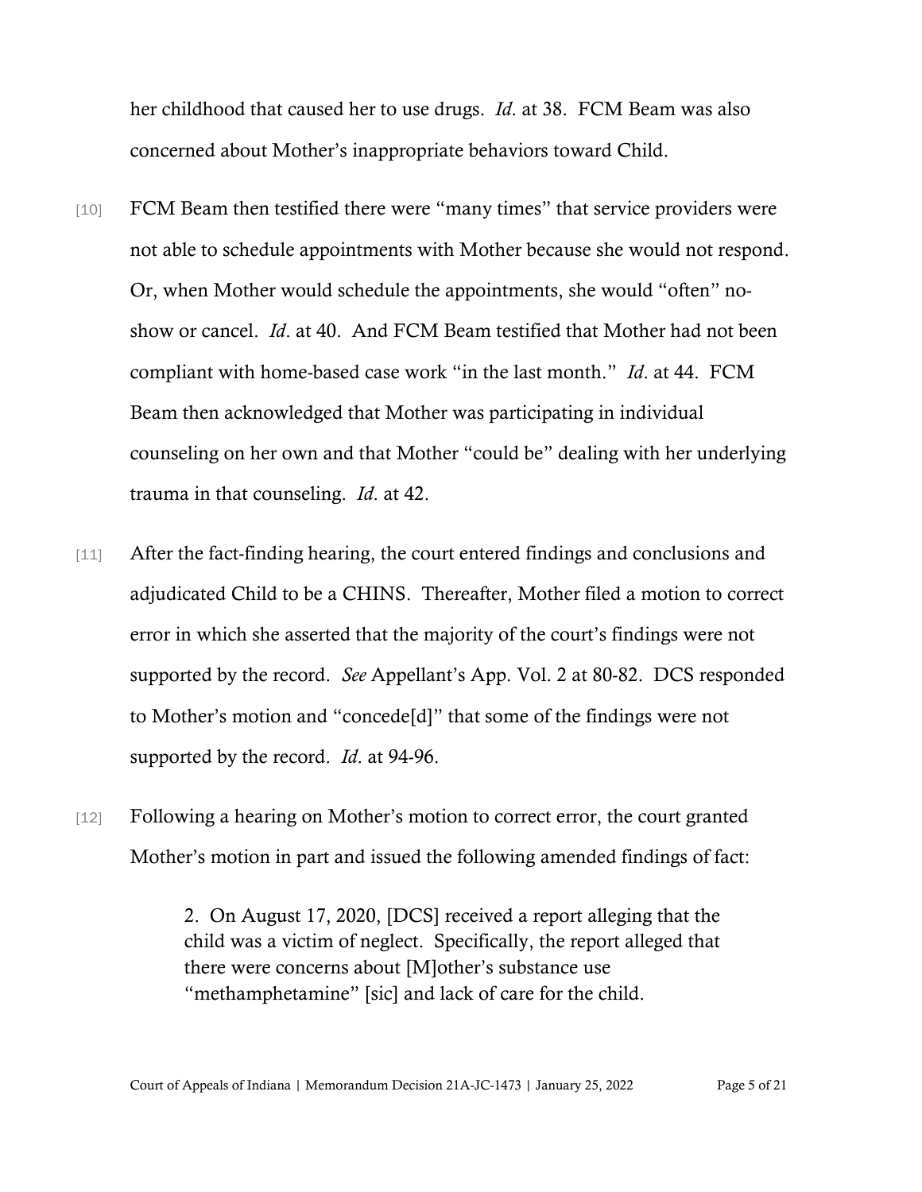her childhood that caused her to use drugs. *Id*. at 38. FCM Beam was also concerned about Mother's inappropriate behaviors toward Child.

[10] FCM Beam then testified there were "many times" that service providers were not able to schedule appointments with Mother because she would not respond. Or, when Mother would schedule the appointments, she would "often" no-show or cancel. *Id*. at 40. And FCM Beam testified that Mother had not been compliant with home-based case work "in the last month." *Id*. at 44. FCM Beam then acknowledged that Mother was participating in individual counseling on her own and that Mother "could be" dealing with her underlying trauma in that counseling. *Id*. at 42.

[11] After the fact-finding hearing, the court entered findings and conclusions and adjudicated Child to be a CHINS. Thereafter, Mother filed a motion to correct error in which she asserted that the majority of the court's findings were not supported by the record. *See* Appellant's App. Vol. 2 at 80-82. DCS responded to Mother's motion and "concede[d]" that some of the findings were not supported by the record. *Id*. at 94-96.

[12] Following a hearing on Mother's motion to correct error, the court granted Mother's motion in part and issued the following amended findings of fact:

> 2. On August 17, 2020, [DCS] received a report alleging that the child was a victim of neglect. Specifically, the report alleged that there were concerns about [M]other's substance use "methamphetamine" [sic] and lack of care for the child.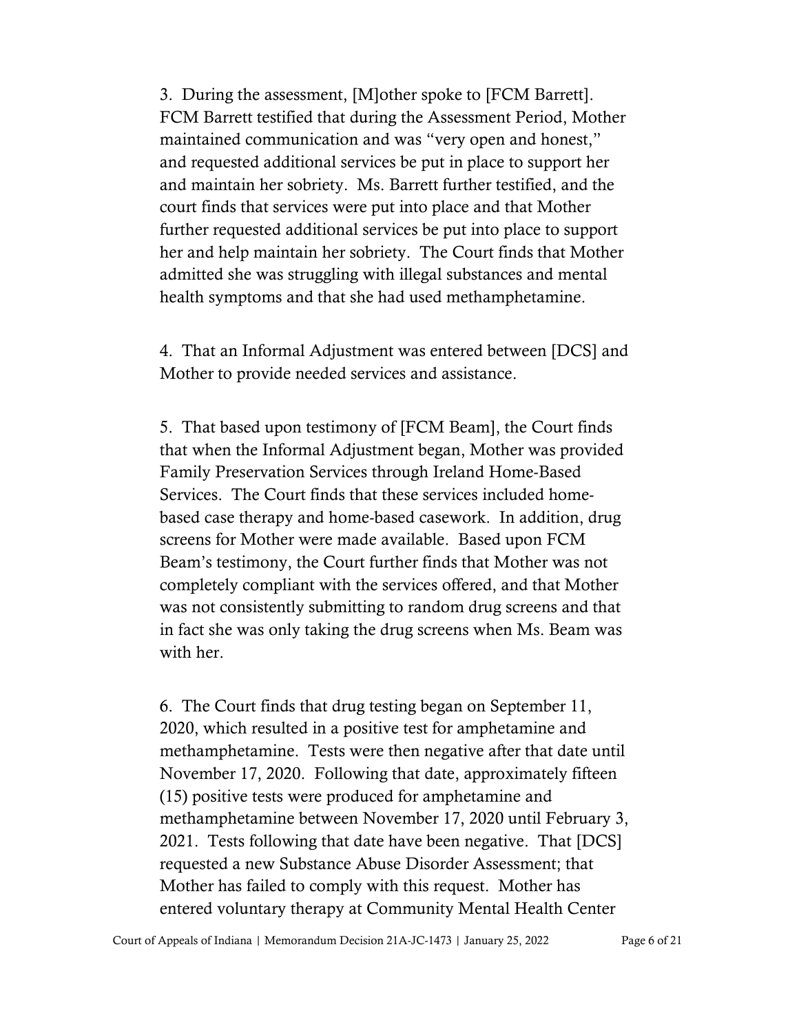3. During the assessment, [M]other spoke to [FCM Barrett]. FCM Barrett testified that during the Assessment Period, Mother maintained communication and was "very open and honest," and requested additional services be put in place to support her and maintain her sobriety. Ms. Barrett further testified, and the court finds that services were put into place and that Mother further requested additional services be put into place to support her and help maintain her sobriety. The Court finds that Mother admitted she was struggling with illegal substances and mental health symptoms and that she had used methamphetamine.

4. That an Informal Adjustment was entered between [DCS] and Mother to provide needed services and assistance.

5. That based upon testimony of [FCM Beam], the Court finds that when the Informal Adjustment began, Mother was provided Family Preservation Services through Ireland Home-Based Services. The Court finds that these services included home-based case therapy and home-based casework. In addition, drug screens for Mother were made available. Based upon FCM Beam's testimony, the Court further finds that Mother was not completely compliant with the services offered, and that Mother was not consistently submitting to random drug screens and that in fact she was only taking the drug screens when Ms. Beam was with her.

6. The Court finds that drug testing began on September 11, 2020, which resulted in a positive test for amphetamine and methamphetamine. Tests were then negative after that date until November 17, 2020. Following that date, approximately fifteen (15) positive tests were produced for amphetamine and methamphetamine between November 17, 2020 until February 3, 2021. Tests following that date have been negative. That [DCS] requested a new Substance Abuse Disorder Assessment; that Mother has failed to comply with this request. Mother has entered voluntary therapy at Community Mental Health Center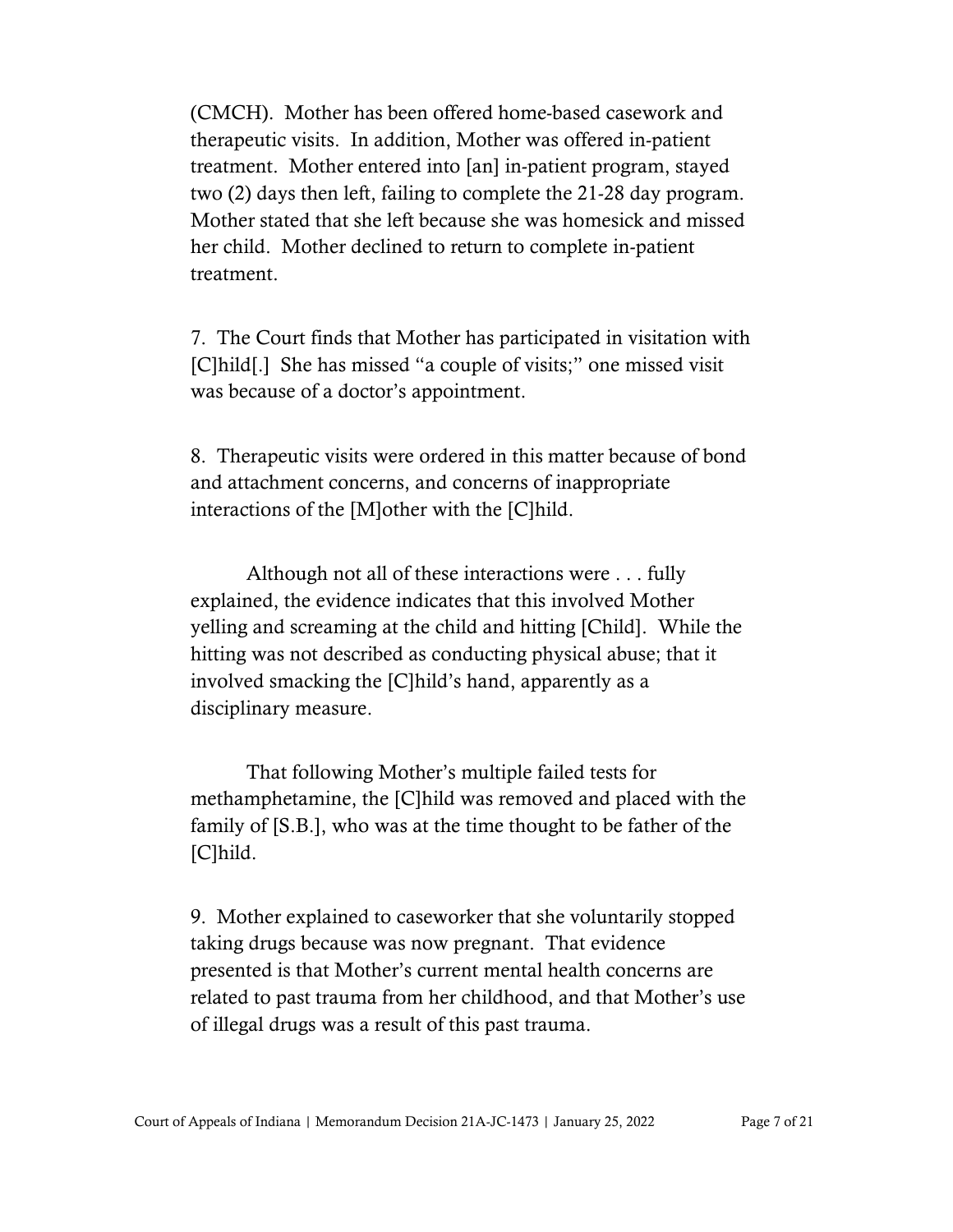(CMCH). Mother has been offered home-based casework and therapeutic visits. In addition, Mother was offered in-patient treatment. Mother entered into [an] in-patient program, stayed two (2) days then left, failing to complete the 21-28 day program. Mother stated that she left because she was homesick and missed her child. Mother declined to return to complete in-patient treatment.

7. The Court finds that Mother has participated in visitation with [C]hild[.] She has missed "a couple of visits;" one missed visit was because of a doctor's appointment.

8. Therapeutic visits were ordered in this matter because of bond and attachment concerns, and concerns of inappropriate interactions of the [M]other with the [C]hild.

Although not all of these interactions were . . . fully explained, the evidence indicates that this involved Mother yelling and screaming at the child and hitting [Child]. While the hitting was not described as conducting physical abuse; that it involved smacking the [C]hild's hand, apparently as a disciplinary measure.

That following Mother's multiple failed tests for methamphetamine, the [C]hild was removed and placed with the family of [S.B.], who was at the time thought to be father of the [C]hild.

9. Mother explained to caseworker that she voluntarily stopped taking drugs because was now pregnant. That evidence presented is that Mother's current mental health concerns are related to past trauma from her childhood, and that Mother's use of illegal drugs was a result of this past trauma.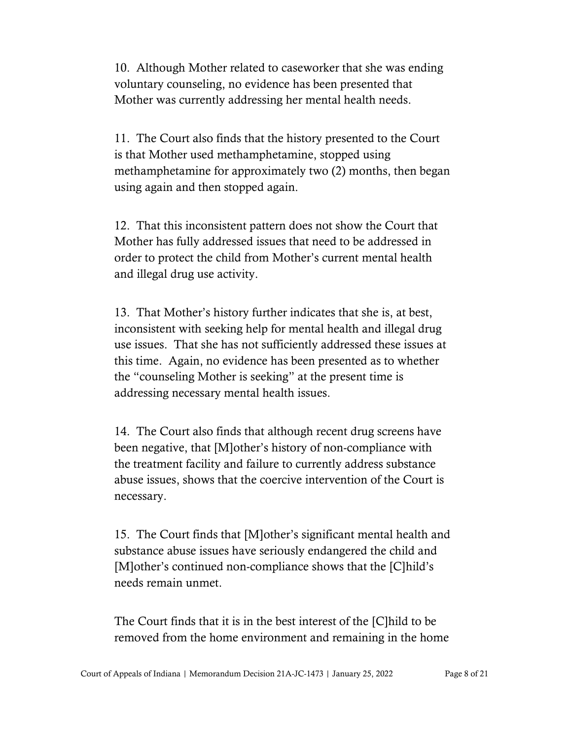10. Although Mother related to caseworker that she was ending voluntary counseling, no evidence has been presented that Mother was currently addressing her mental health needs.

11. The Court also finds that the history presented to the Court is that Mother used methamphetamine, stopped using methamphetamine for approximately two (2) months, then began using again and then stopped again.

12. That this inconsistent pattern does not show the Court that Mother has fully addressed issues that need to be addressed in order to protect the child from Mother's current mental health and illegal drug use activity.

13. That Mother's history further indicates that she is, at best, inconsistent with seeking help for mental health and illegal drug use issues. That she has not sufficiently addressed these issues at this time. Again, no evidence has been presented as to whether the "counseling Mother is seeking" at the present time is addressing necessary mental health issues.

14. The Court also finds that although recent drug screens have been negative, that [M]other's history of non-compliance with the treatment facility and failure to currently address substance abuse issues, shows that the coercive intervention of the Court is necessary.

15. The Court finds that [M]other's significant mental health and substance abuse issues have seriously endangered the child and [M]other's continued non-compliance shows that the [C]hild's needs remain unmet.

The Court finds that it is in the best interest of the [C]hild to be removed from the home environment and remaining in the home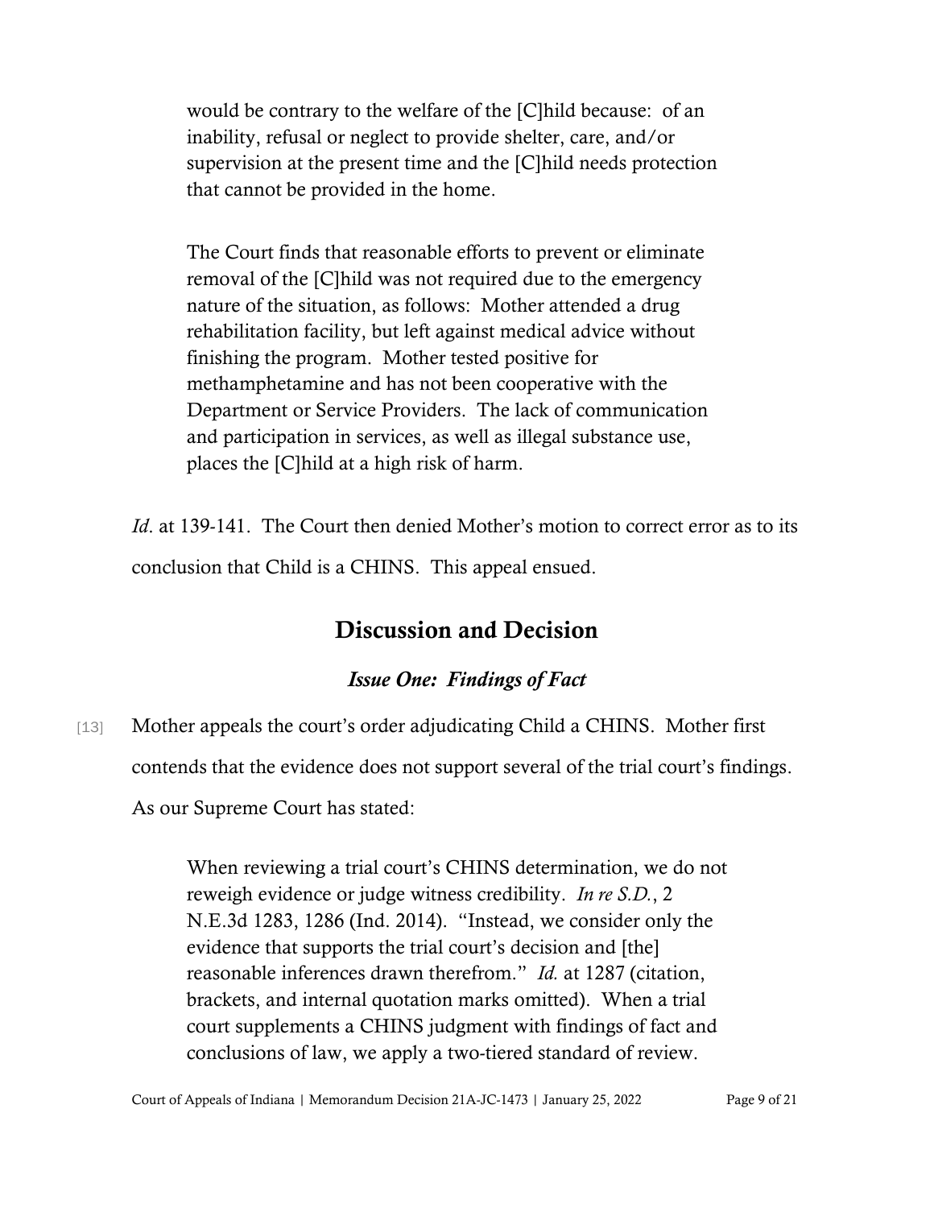> would be contrary to the welfare of the [C]hild because: of an inability, refusal or neglect to provide shelter, care, and/or supervision at the present time and the [C]hild needs protection that cannot be provided in the home.
>
> The Court finds that reasonable efforts to prevent or eliminate removal of the [C]hild was not required due to the emergency nature of the situation, as follows: Mother attended a drug rehabilitation facility, but left against medical advice without finishing the program. Mother tested positive for methamphetamine and has not been cooperative with the Department or Service Providers. The lack of communication and participation in services, as well as illegal substance use, places the [C]hild at a high risk of harm.

*Id*. at 139-141. The Court then denied Mother's motion to correct error as to its conclusion that Child is a CHINS. This appeal ensued.

## Discussion and Decision

### *Issue One: Findings of Fact*

[13] Mother appeals the court's order adjudicating Child a CHINS. Mother first contends that the evidence does not support several of the trial court's findings. As our Supreme Court has stated:

> When reviewing a trial court's CHINS determination, we do not reweigh evidence or judge witness credibility. *In re S.D.*, 2 N.E.3d 1283, 1286 (Ind. 2014). "Instead, we consider only the evidence that supports the trial court's decision and [the] reasonable inferences drawn therefrom." *Id.* at 1287 (citation, brackets, and internal quotation marks omitted). When a trial court supplements a CHINS judgment with findings of fact and conclusions of law, we apply a two-tiered standard of review.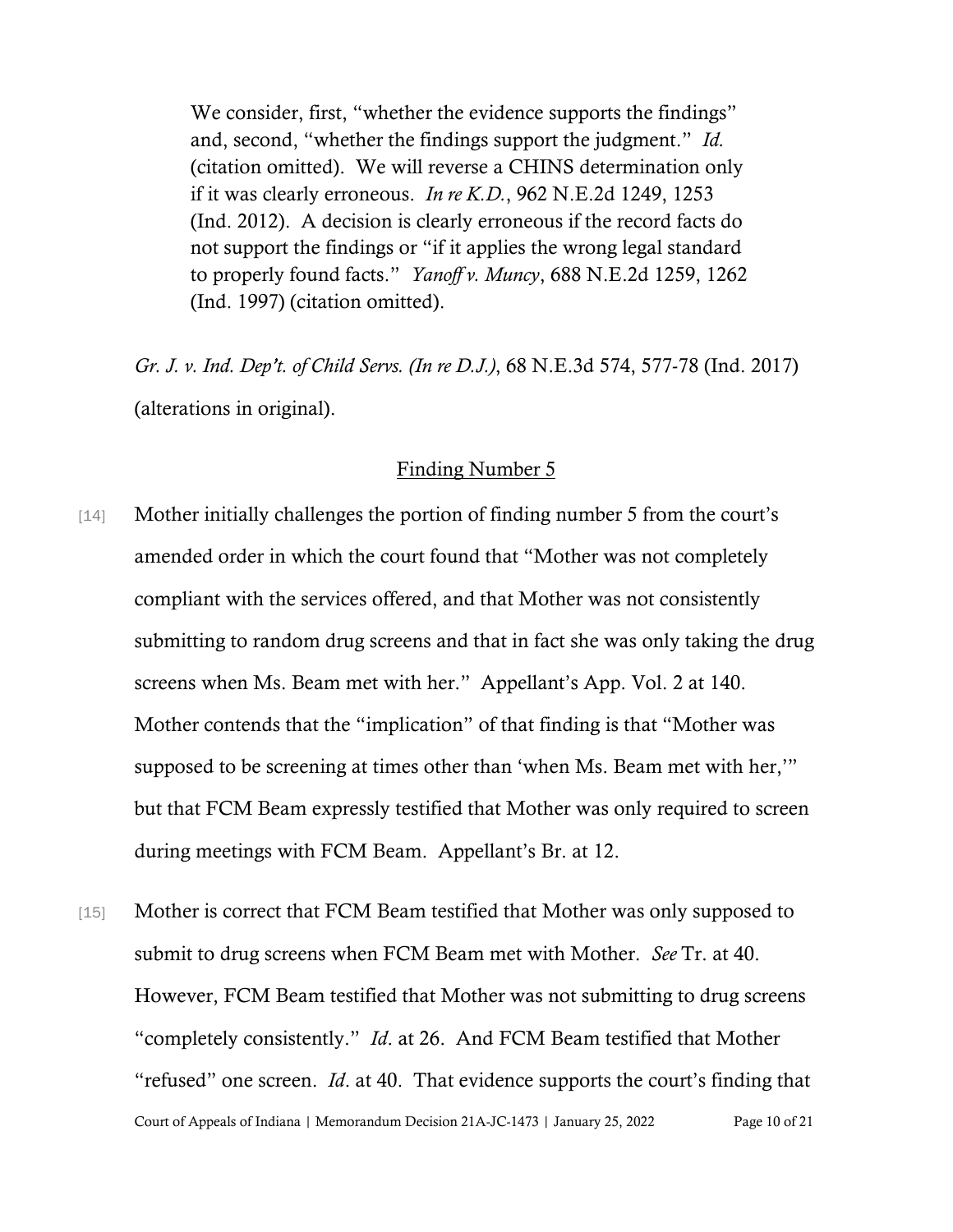> We consider, first, "whether the evidence supports the findings" and, second, "whether the findings support the judgment." *Id.* (citation omitted). We will reverse a CHINS determination only if it was clearly erroneous. *In re K.D.*, 962 N.E.2d 1249, 1253 (Ind. 2012). A decision is clearly erroneous if the record facts do not support the findings or "if it applies the wrong legal standard to properly found facts." *Yanoff v. Muncy*, 688 N.E.2d 1259, 1262 (Ind. 1997) (citation omitted).

*Gr. J. v. Ind. Dep't. of Child Servs. (In re D.J.)*, 68 N.E.3d 574, 577-78 (Ind. 2017) (alterations in original).

## Finding Number 5

[14] Mother initially challenges the portion of finding number 5 from the court's amended order in which the court found that "Mother was not completely compliant with the services offered, and that Mother was not consistently submitting to random drug screens and that in fact she was only taking the drug screens when Ms. Beam met with her." Appellant's App. Vol. 2 at 140. Mother contends that the "implication" of that finding is that "Mother was supposed to be screening at times other than 'when Ms. Beam met with her,'" but that FCM Beam expressly testified that Mother was only required to screen during meetings with FCM Beam. Appellant's Br. at 12.

[15] Mother is correct that FCM Beam testified that Mother was only supposed to submit to drug screens when FCM Beam met with Mother. *See* Tr. at 40. However, FCM Beam testified that Mother was not submitting to drug screens "completely consistently." *Id*. at 26. And FCM Beam testified that Mother "refused" one screen. *Id*. at 40. That evidence supports the court's finding that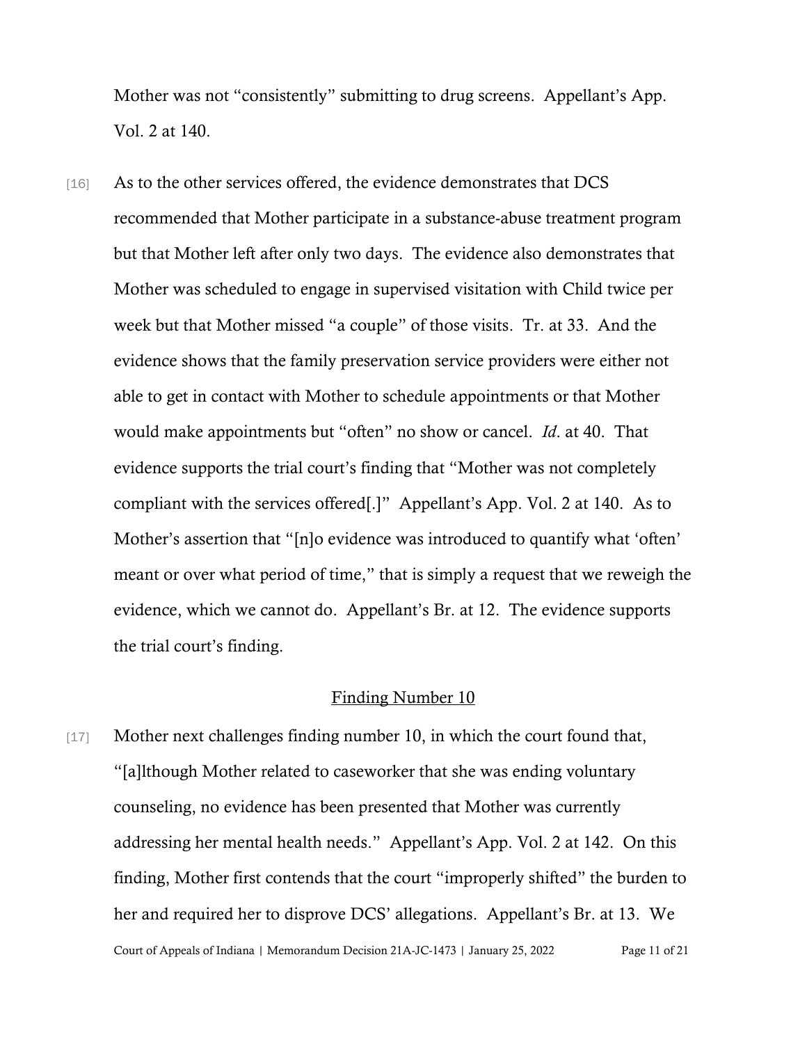Mother was not "consistently" submitting to drug screens. Appellant's App. Vol. 2 at 140.

[16] As to the other services offered, the evidence demonstrates that DCS recommended that Mother participate in a substance-abuse treatment program but that Mother left after only two days. The evidence also demonstrates that Mother was scheduled to engage in supervised visitation with Child twice per week but that Mother missed "a couple" of those visits. Tr. at 33. And the evidence shows that the family preservation service providers were either not able to get in contact with Mother to schedule appointments or that Mother would make appointments but "often" no show or cancel. *Id*. at 40. That evidence supports the trial court's finding that "Mother was not completely compliant with the services offered[.]" Appellant's App. Vol. 2 at 140. As to Mother's assertion that "[n]o evidence was introduced to quantify what 'often' meant or over what period of time," that is simply a request that we reweigh the evidence, which we cannot do. Appellant's Br. at 12. The evidence supports the trial court's finding.

## Finding Number 10

[17] Mother next challenges finding number 10, in which the court found that, "[a]lthough Mother related to caseworker that she was ending voluntary counseling, no evidence has been presented that Mother was currently addressing her mental health needs." Appellant's App. Vol. 2 at 142. On this finding, Mother first contends that the court "improperly shifted" the burden to her and required her to disprove DCS' allegations. Appellant's Br. at 13. We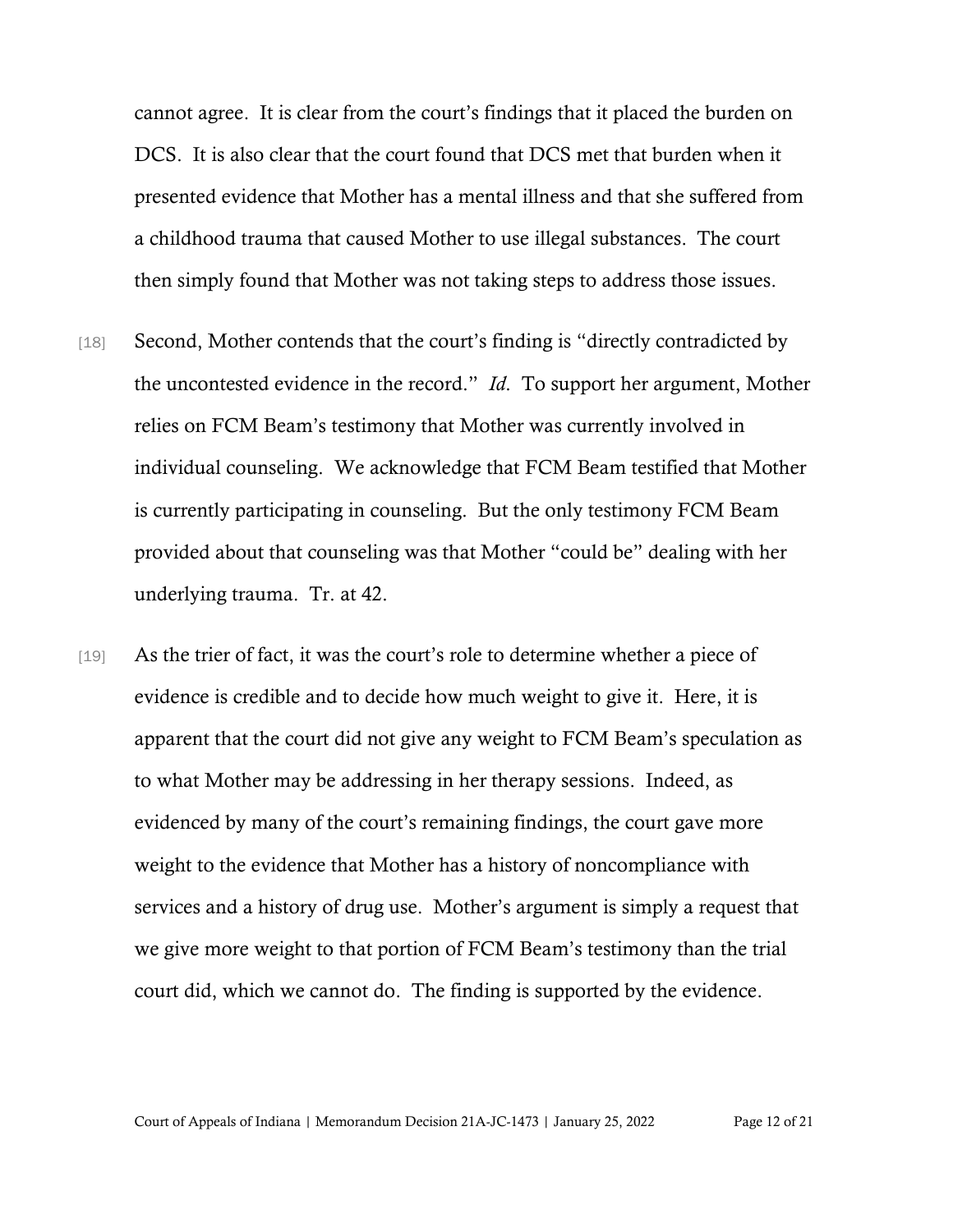cannot agree. It is clear from the court's findings that it placed the burden on DCS. It is also clear that the court found that DCS met that burden when it presented evidence that Mother has a mental illness and that she suffered from a childhood trauma that caused Mother to use illegal substances. The court then simply found that Mother was not taking steps to address those issues.

[18] Second, Mother contends that the court's finding is "directly contradicted by the uncontested evidence in the record." *Id.* To support her argument, Mother relies on FCM Beam's testimony that Mother was currently involved in individual counseling. We acknowledge that FCM Beam testified that Mother is currently participating in counseling. But the only testimony FCM Beam provided about that counseling was that Mother "could be" dealing with her underlying trauma. Tr. at 42.

[19] As the trier of fact, it was the court's role to determine whether a piece of evidence is credible and to decide how much weight to give it. Here, it is apparent that the court did not give any weight to FCM Beam's speculation as to what Mother may be addressing in her therapy sessions. Indeed, as evidenced by many of the court's remaining findings, the court gave more weight to the evidence that Mother has a history of noncompliance with services and a history of drug use. Mother's argument is simply a request that we give more weight to that portion of FCM Beam's testimony than the trial court did, which we cannot do. The finding is supported by the evidence.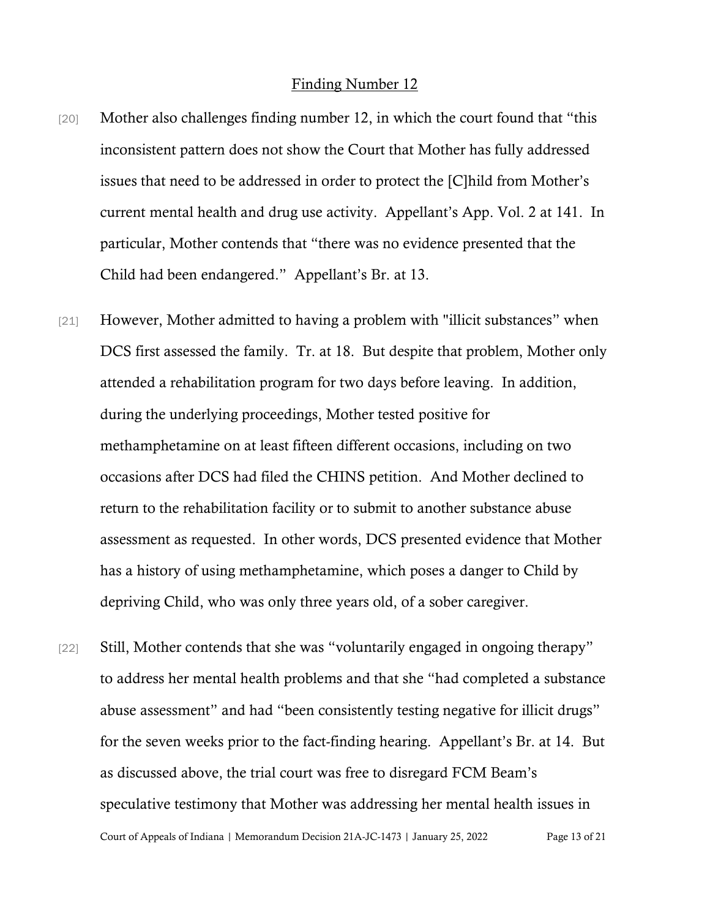Finding Number 12

[20] Mother also challenges finding number 12, in which the court found that "this inconsistent pattern does not show the Court that Mother has fully addressed issues that need to be addressed in order to protect the [C]hild from Mother's current mental health and drug use activity. Appellant's App. Vol. 2 at 141. In particular, Mother contends that "there was no evidence presented that the Child had been endangered." Appellant's Br. at 13.

[21] However, Mother admitted to having a problem with "illicit substances" when DCS first assessed the family. Tr. at 18. But despite that problem, Mother only attended a rehabilitation program for two days before leaving. In addition, during the underlying proceedings, Mother tested positive for methamphetamine on at least fifteen different occasions, including on two occasions after DCS had filed the CHINS petition. And Mother declined to return to the rehabilitation facility or to submit to another substance abuse assessment as requested. In other words, DCS presented evidence that Mother has a history of using methamphetamine, which poses a danger to Child by depriving Child, who was only three years old, of a sober caregiver.

[22] Still, Mother contends that she was "voluntarily engaged in ongoing therapy" to address her mental health problems and that she "had completed a substance abuse assessment" and had "been consistently testing negative for illicit drugs" for the seven weeks prior to the fact-finding hearing. Appellant's Br. at 14. But as discussed above, the trial court was free to disregard FCM Beam's speculative testimony that Mother was addressing her mental health issues in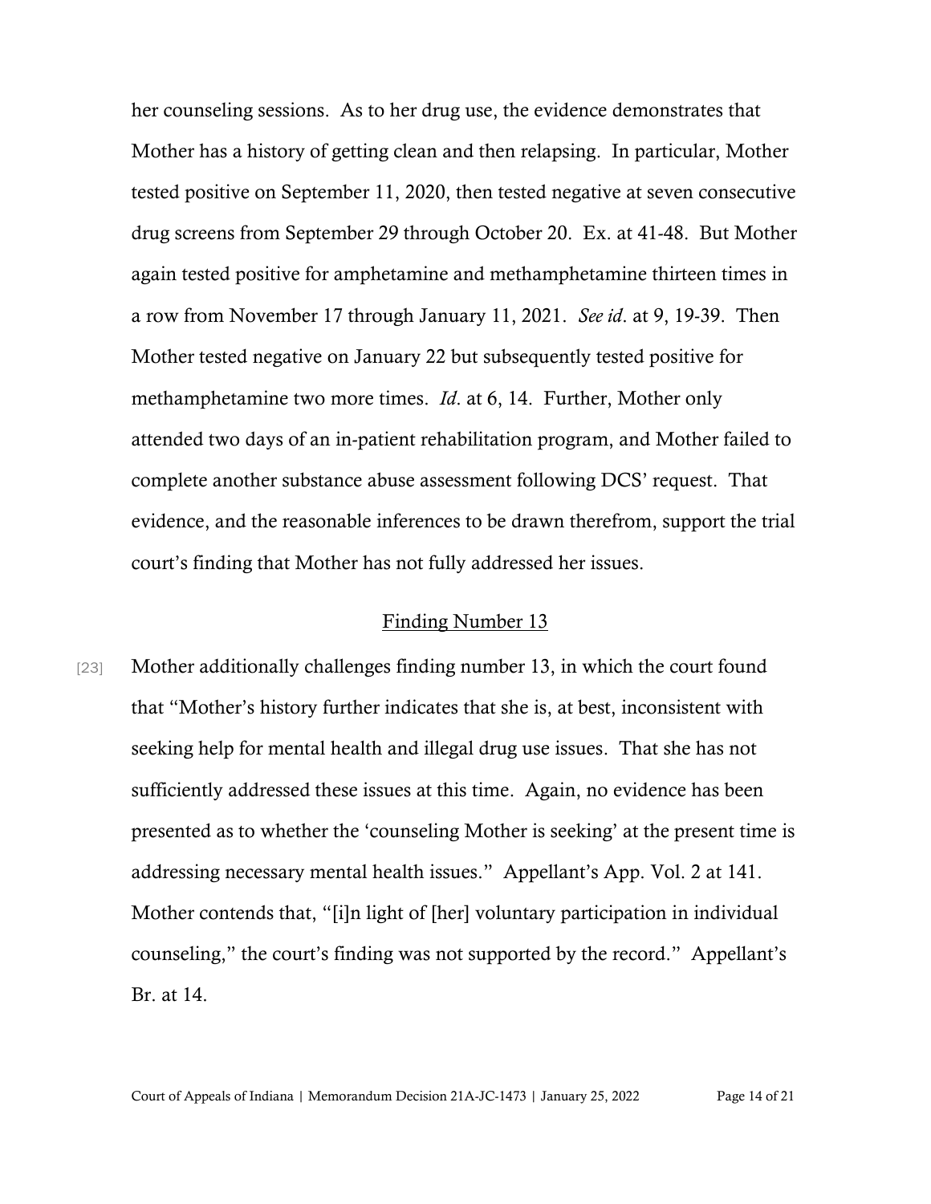her counseling sessions. As to her drug use, the evidence demonstrates that Mother has a history of getting clean and then relapsing. In particular, Mother tested positive on September 11, 2020, then tested negative at seven consecutive drug screens from September 29 through October 20. Ex. at 41-48. But Mother again tested positive for amphetamine and methamphetamine thirteen times in a row from November 17 through January 11, 2021. *See id*. at 9, 19-39. Then Mother tested negative on January 22 but subsequently tested positive for methamphetamine two more times. *Id*. at 6, 14. Further, Mother only attended two days of an in-patient rehabilitation program, and Mother failed to complete another substance abuse assessment following DCS' request. That evidence, and the reasonable inferences to be drawn therefrom, support the trial court's finding that Mother has not fully addressed her issues.

<u>Finding Number 13</u>

[23] Mother additionally challenges finding number 13, in which the court found that "Mother's history further indicates that she is, at best, inconsistent with seeking help for mental health and illegal drug use issues. That she has not sufficiently addressed these issues at this time. Again, no evidence has been presented as to whether the 'counseling Mother is seeking' at the present time is addressing necessary mental health issues." Appellant's App. Vol. 2 at 141. Mother contends that, "[i]n light of [her] voluntary participation in individual counseling," the court's finding was not supported by the record." Appellant's Br. at 14.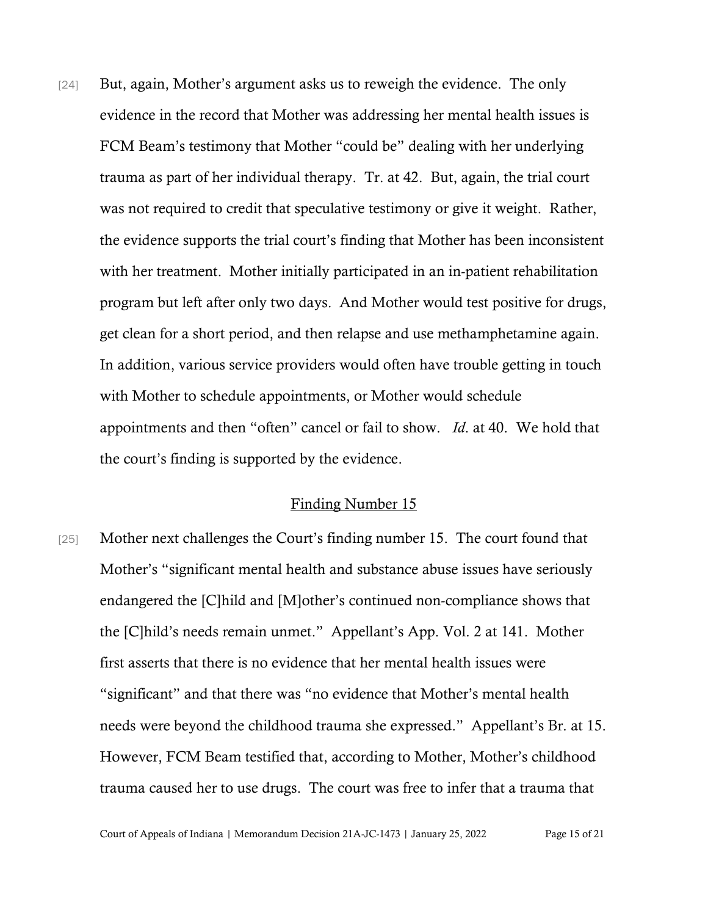[24] But, again, Mother's argument asks us to reweigh the evidence. The only evidence in the record that Mother was addressing her mental health issues is FCM Beam's testimony that Mother "could be" dealing with her underlying trauma as part of her individual therapy. Tr. at 42. But, again, the trial court was not required to credit that speculative testimony or give it weight. Rather, the evidence supports the trial court's finding that Mother has been inconsistent with her treatment. Mother initially participated in an in-patient rehabilitation program but left after only two days. And Mother would test positive for drugs, get clean for a short period, and then relapse and use methamphetamine again. In addition, various service providers would often have trouble getting in touch with Mother to schedule appointments, or Mother would schedule appointments and then "often" cancel or fail to show. *Id.* at 40. We hold that the court's finding is supported by the evidence.

<u>Finding Number 15</u>

[25] Mother next challenges the Court's finding number 15. The court found that Mother's "significant mental health and substance abuse issues have seriously endangered the [C]hild and [M]other's continued non-compliance shows that the [C]hild's needs remain unmet." Appellant's App. Vol. 2 at 141. Mother first asserts that there is no evidence that her mental health issues were "significant" and that there was "no evidence that Mother's mental health needs were beyond the childhood trauma she expressed." Appellant's Br. at 15. However, FCM Beam testified that, according to Mother, Mother's childhood trauma caused her to use drugs. The court was free to infer that a trauma that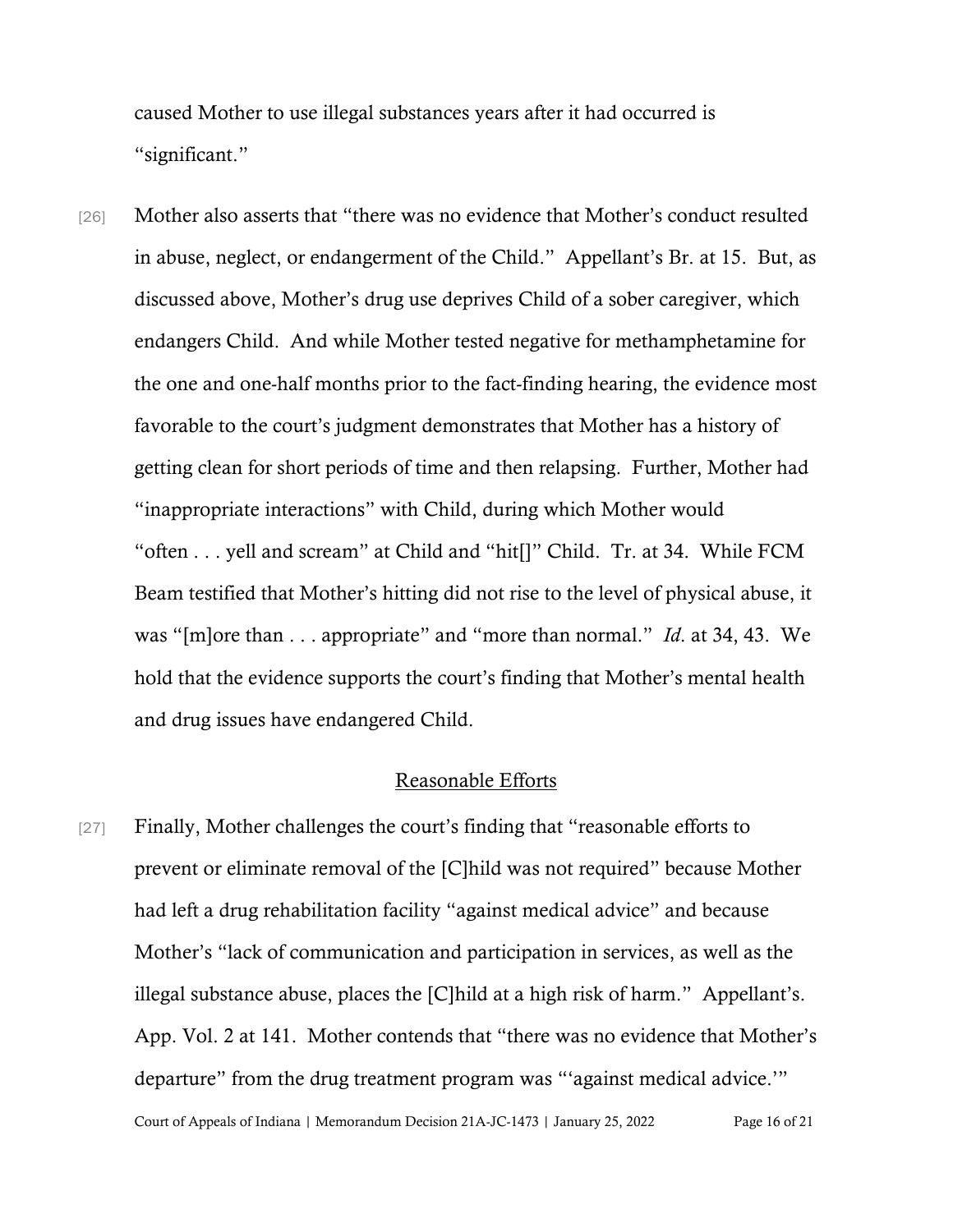caused Mother to use illegal substances years after it had occurred is "significant."

[26] Mother also asserts that "there was no evidence that Mother's conduct resulted in abuse, neglect, or endangerment of the Child." Appellant's Br. at 15. But, as discussed above, Mother's drug use deprives Child of a sober caregiver, which endangers Child. And while Mother tested negative for methamphetamine for the one and one-half months prior to the fact-finding hearing, the evidence most favorable to the court's judgment demonstrates that Mother has a history of getting clean for short periods of time and then relapsing. Further, Mother had "inappropriate interactions" with Child, during which Mother would "often . . . yell and scream" at Child and "hit[]" Child. Tr. at 34. While FCM Beam testified that Mother's hitting did not rise to the level of physical abuse, it was "[m]ore than . . . appropriate" and "more than normal." *Id*. at 34, 43. We hold that the evidence supports the court's finding that Mother's mental health and drug issues have endangered Child.

## Reasonable Efforts

[27] Finally, Mother challenges the court's finding that "reasonable efforts to prevent or eliminate removal of the [C]hild was not required" because Mother had left a drug rehabilitation facility "against medical advice" and because Mother's "lack of communication and participation in services, as well as the illegal substance abuse, places the [C]hild at a high risk of harm." Appellant's. App. Vol. 2 at 141. Mother contends that "there was no evidence that Mother's departure" from the drug treatment program was "'against medical advice.'"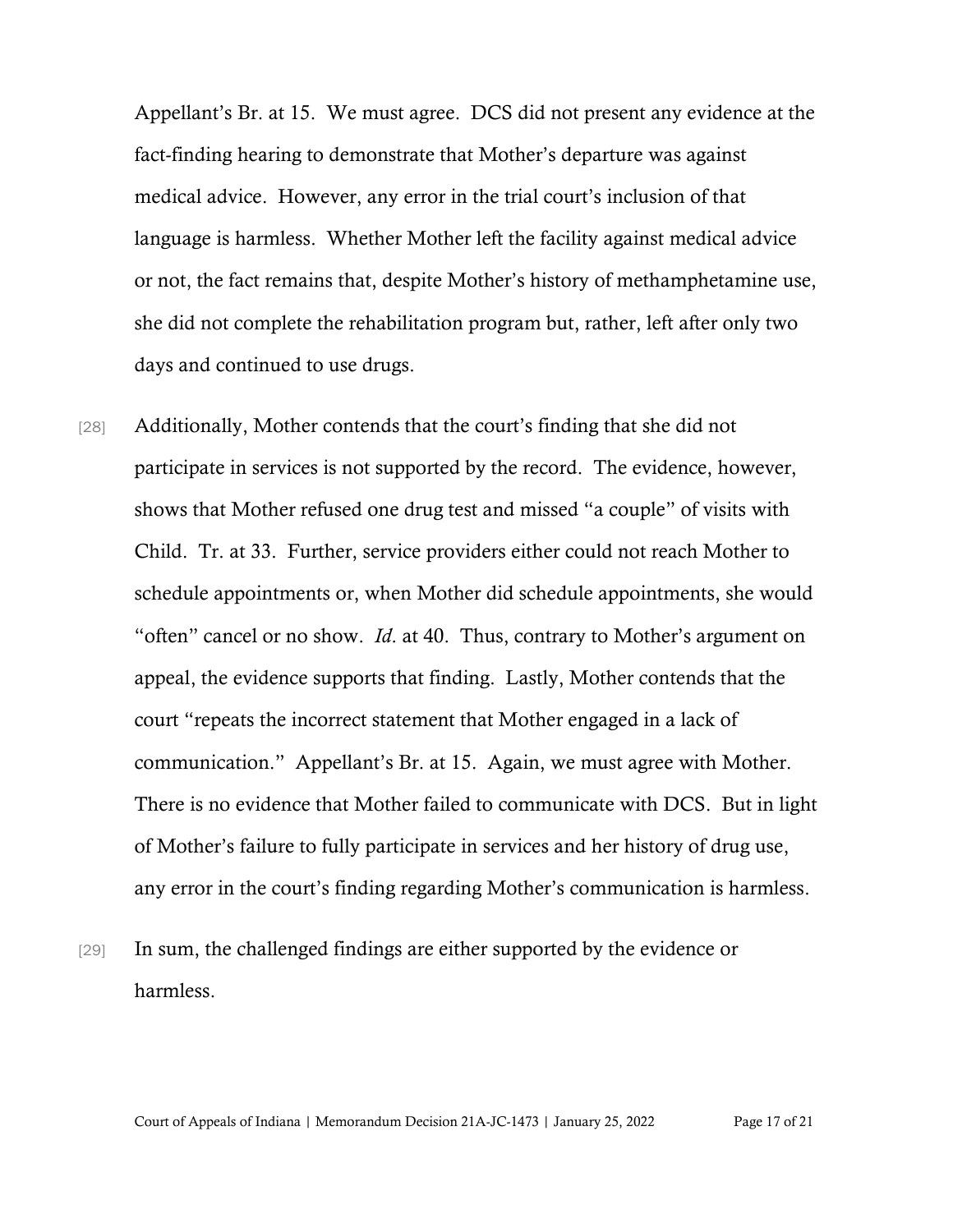Appellant's Br. at 15. We must agree. DCS did not present any evidence at the fact-finding hearing to demonstrate that Mother's departure was against medical advice. However, any error in the trial court's inclusion of that language is harmless. Whether Mother left the facility against medical advice or not, the fact remains that, despite Mother's history of methamphetamine use, she did not complete the rehabilitation program but, rather, left after only two days and continued to use drugs.

[28] Additionally, Mother contends that the court's finding that she did not participate in services is not supported by the record. The evidence, however, shows that Mother refused one drug test and missed "a couple" of visits with Child. Tr. at 33. Further, service providers either could not reach Mother to schedule appointments or, when Mother did schedule appointments, she would "often" cancel or no show. *Id*. at 40. Thus, contrary to Mother's argument on appeal, the evidence supports that finding. Lastly, Mother contends that the court "repeats the incorrect statement that Mother engaged in a lack of communication." Appellant's Br. at 15. Again, we must agree with Mother. There is no evidence that Mother failed to communicate with DCS. But in light of Mother's failure to fully participate in services and her history of drug use, any error in the court's finding regarding Mother's communication is harmless.

[29] In sum, the challenged findings are either supported by the evidence or harmless.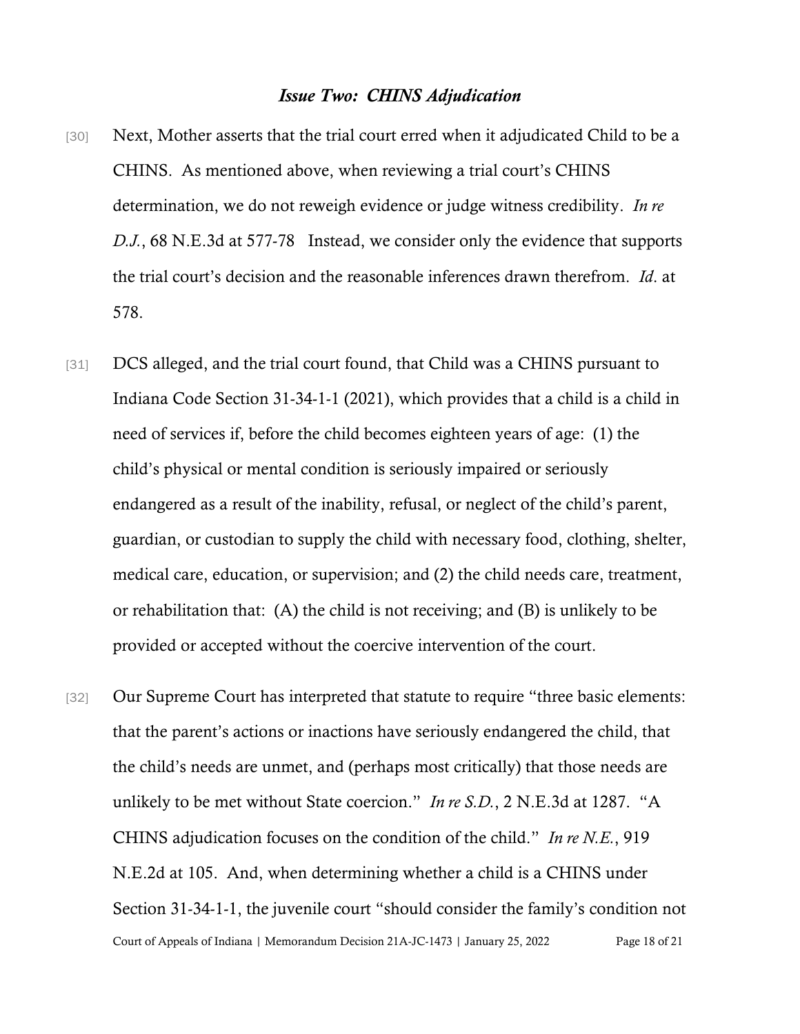### *Issue Two: CHINS Adjudication*

[30] Next, Mother asserts that the trial court erred when it adjudicated Child to be a CHINS. As mentioned above, when reviewing a trial court's CHINS determination, we do not reweigh evidence or judge witness credibility. *In re D.J.*, 68 N.E.3d at 577-78 Instead, we consider only the evidence that supports the trial court's decision and the reasonable inferences drawn therefrom. *Id*. at 578.

[31] DCS alleged, and the trial court found, that Child was a CHINS pursuant to Indiana Code Section 31-34-1-1 (2021), which provides that a child is a child in need of services if, before the child becomes eighteen years of age: (1) the child's physical or mental condition is seriously impaired or seriously endangered as a result of the inability, refusal, or neglect of the child's parent, guardian, or custodian to supply the child with necessary food, clothing, shelter, medical care, education, or supervision; and (2) the child needs care, treatment, or rehabilitation that: (A) the child is not receiving; and (B) is unlikely to be provided or accepted without the coercive intervention of the court.

[32] Our Supreme Court has interpreted that statute to require "three basic elements: that the parent's actions or inactions have seriously endangered the child, that the child's needs are unmet, and (perhaps most critically) that those needs are unlikely to be met without State coercion." *In re S.D.*, 2 N.E.3d at 1287. "A CHINS adjudication focuses on the condition of the child." *In re N.E.*, 919 N.E.2d at 105. And, when determining whether a child is a CHINS under Section 31-34-1-1, the juvenile court "should consider the family's condition not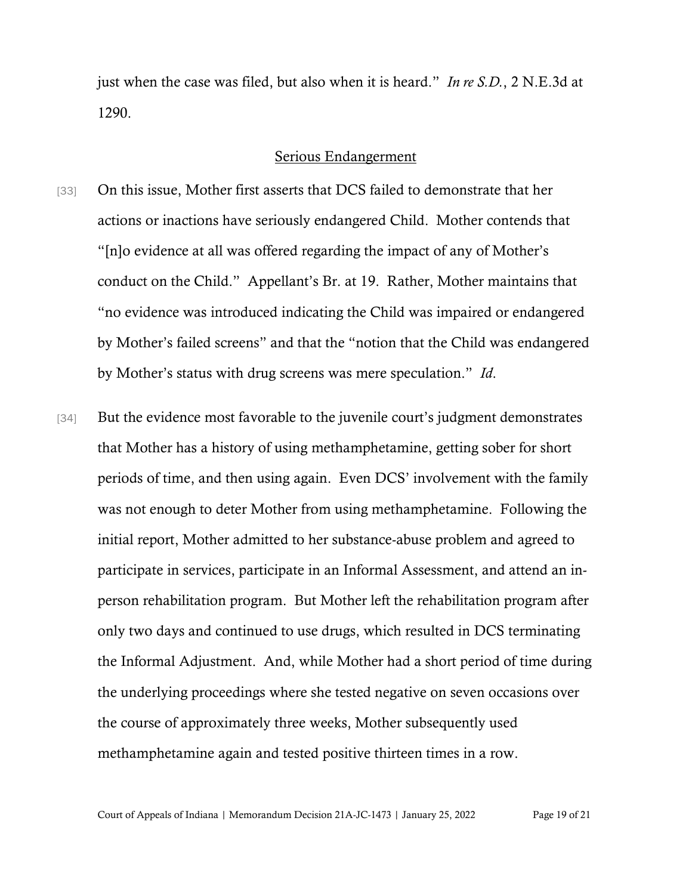just when the case was filed, but also when it is heard." *In re S.D.*, 2 N.E.3d at 1290.

## Serious Endangerment

[33] On this issue, Mother first asserts that DCS failed to demonstrate that her actions or inactions have seriously endangered Child. Mother contends that "[n]o evidence at all was offered regarding the impact of any of Mother's conduct on the Child." Appellant's Br. at 19. Rather, Mother maintains that "no evidence was introduced indicating the Child was impaired or endangered by Mother's failed screens" and that the "notion that the Child was endangered by Mother's status with drug screens was mere speculation." *Id*.

[34] But the evidence most favorable to the juvenile court's judgment demonstrates that Mother has a history of using methamphetamine, getting sober for short periods of time, and then using again. Even DCS' involvement with the family was not enough to deter Mother from using methamphetamine. Following the initial report, Mother admitted to her substance-abuse problem and agreed to participate in services, participate in an Informal Assessment, and attend an in-person rehabilitation program. But Mother left the rehabilitation program after only two days and continued to use drugs, which resulted in DCS terminating the Informal Adjustment. And, while Mother had a short period of time during the underlying proceedings where she tested negative on seven occasions over the course of approximately three weeks, Mother subsequently used methamphetamine again and tested positive thirteen times in a row.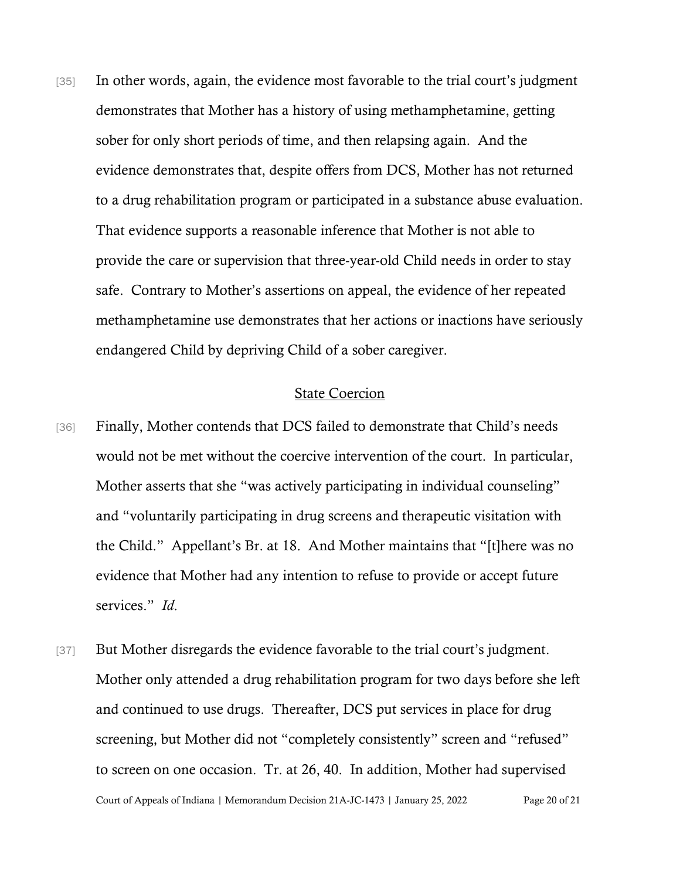[35] In other words, again, the evidence most favorable to the trial court's judgment demonstrates that Mother has a history of using methamphetamine, getting sober for only short periods of time, and then relapsing again. And the evidence demonstrates that, despite offers from DCS, Mother has not returned to a drug rehabilitation program or participated in a substance abuse evaluation. That evidence supports a reasonable inference that Mother is not able to provide the care or supervision that three-year-old Child needs in order to stay safe. Contrary to Mother's assertions on appeal, the evidence of her repeated methamphetamine use demonstrates that her actions or inactions have seriously endangered Child by depriving Child of a sober caregiver.

## State Coercion

[36] Finally, Mother contends that DCS failed to demonstrate that Child's needs would not be met without the coercive intervention of the court. In particular, Mother asserts that she "was actively participating in individual counseling" and "voluntarily participating in drug screens and therapeutic visitation with the Child." Appellant's Br. at 18. And Mother maintains that "[t]here was no evidence that Mother had any intention to refuse to provide or accept future services." *Id.*

[37] But Mother disregards the evidence favorable to the trial court's judgment. Mother only attended a drug rehabilitation program for two days before she left and continued to use drugs. Thereafter, DCS put services in place for drug screening, but Mother did not "completely consistently" screen and "refused" to screen on one occasion. Tr. at 26, 40. In addition, Mother had supervised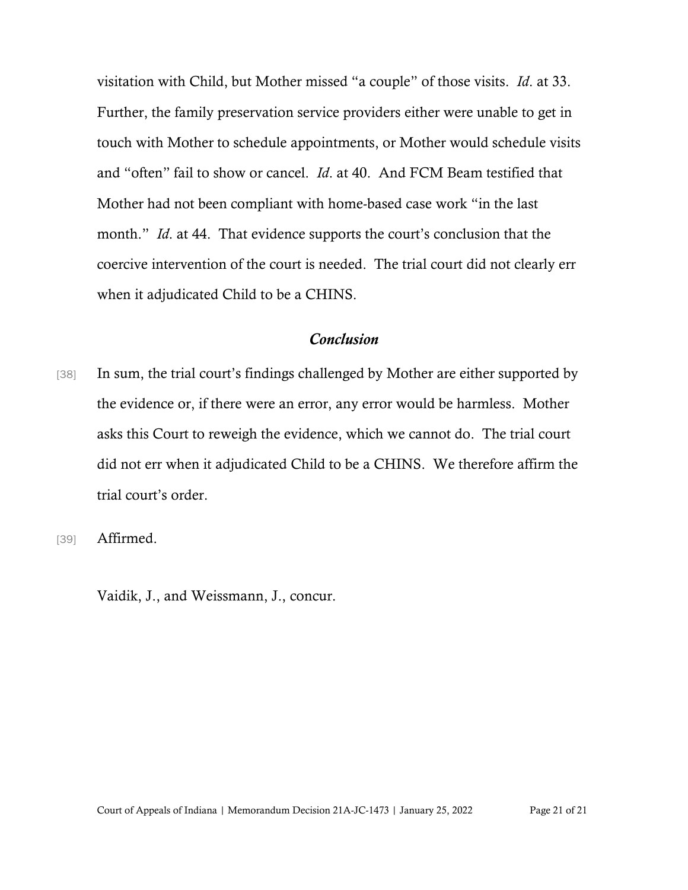visitation with Child, but Mother missed "a couple" of those visits. *Id*. at 33. Further, the family preservation service providers either were unable to get in touch with Mother to schedule appointments, or Mother would schedule visits and "often" fail to show or cancel. *Id*. at 40. And FCM Beam testified that Mother had not been compliant with home-based case work "in the last month." *Id*. at 44. That evidence supports the court's conclusion that the coercive intervention of the court is needed. The trial court did not clearly err when it adjudicated Child to be a CHINS.

## *Conclusion*

[38] In sum, the trial court's findings challenged by Mother are either supported by the evidence or, if there were an error, any error would be harmless. Mother asks this Court to reweigh the evidence, which we cannot do. The trial court did not err when it adjudicated Child to be a CHINS. We therefore affirm the trial court's order.

[39] Affirmed.

Vaidik, J., and Weissmann, J., concur.